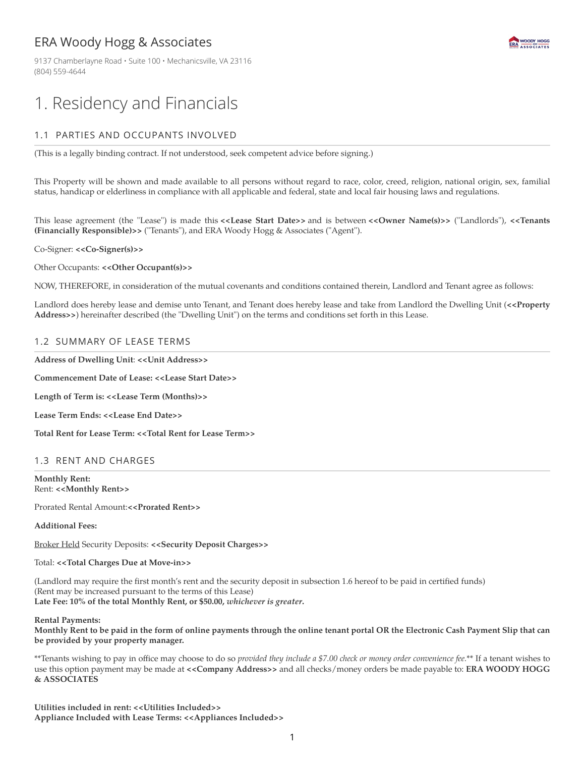ERA Woody Hogg & Associates

9137 Chamberlayne Road • Suite 100 • Mechanicsville, VA 23116
(804) 559-4644

# 1. Residency and Financials

## 1.1 PARTIES AND OCCUPANTS INVOLVED

(This is a legally binding contract. If not understood, seek competent advice before signing.)

This Property will be shown and made available to all persons without regard to race, color, creed, religion, national origin, sex, familial status, handicap or elderliness in compliance with all applicable and federal, state and local fair housing laws and regulations.

This lease agreement (the "Lease") is made this **<<Lease Start Date>>** and is between **<<Owner Name(s)>>** ("Landlords"), **<<Tenants (Financially Responsible)>>** ("Tenants"), and ERA Woody Hogg & Associates ("Agent").

Co-Signer: **<<Co-Signer(s)>>**

Other Occupants: **<<Other Occupant(s)>>**

NOW, THEREFORE, in consideration of the mutual covenants and conditions contained therein, Landlord and Tenant agree as follows:

Landlord does hereby lease and demise unto Tenant, and Tenant does hereby lease and take from Landlord the Dwelling Unit (**<<Property Address>>**) hereinafter described (the "Dwelling Unit") on the terms and conditions set forth in this Lease.

## 1.2 SUMMARY OF LEASE TERMS

**Address of Dwelling Unit**: **<<Unit Address>>**

**Commencement Date of Lease: <<Lease Start Date>>**

**Length of Term is: <<Lease Term (Months)>>**

**Lease Term Ends: <<Lease End Date>>**

**Total Rent for Lease Term: <<Total Rent for Lease Term>>**

## 1.3 RENT AND CHARGES

**Monthly Rent:**
Rent: **<<Monthly Rent>>**

Prorated Rental Amount:**<<Prorated Rent>>**

**Additional Fees:**

Broker Held Security Deposits: **<<Security Deposit Charges>>**

Total: **<<Total Charges Due at Move-in>>**

(Landlord may require the first month's rent and the security deposit in subsection 1.6 hereof to be paid in certified funds)
(Rent may be increased pursuant to the terms of this Lease)
**Late Fee: 10% of the total Monthly Rent, or $50.00, *whichever is greater*.**

**Rental Payments:**
**Monthly Rent to be paid in the form of online payments through the online tenant portal OR the Electronic Cash Payment Slip that can be provided by your property manager.**

**Tenants wishing to pay in office may choose to do so *provided they include a $7.00 check or money order convenience fee.*** If a tenant wishes to use this option payment may be made at **<<Company Address>>** and all checks/money orders be made payable to: **ERA WOODY HOGG & ASSOCIATES**

**Utilities included in rent: <<Utilities Included>>**
**Appliance Included with Lease Terms: <<Appliances Included>>**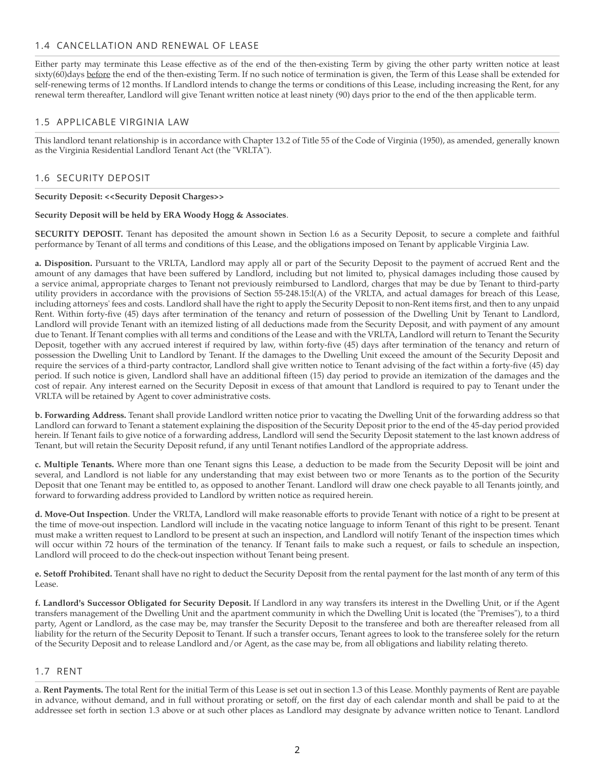## 1.4 CANCELLATION AND RENEWAL OF LEASE

Either party may terminate this Lease effective as of the end of the then-existing Term by giving the other party written notice at least sixty(60)days before the end of the then-existing Term. If no such notice of termination is given, the Term of this Lease shall be extended for self-renewing terms of 12 months. If Landlord intends to change the terms or conditions of this Lease, including increasing the Rent, for any renewal term thereafter, Landlord will give Tenant written notice at least ninety (90) days prior to the end of the then applicable term.

## 1.5 APPLICABLE VIRGINIA LAW

This landlord tenant relationship is in accordance with Chapter 13.2 of Title 55 of the Code of Virginia (1950), as amended, generally known as the Virginia Residential Landlord Tenant Act (the "VRLTA").

## 1.6 SECURITY DEPOSIT

**Security Deposit: <<Security Deposit Charges>>**

**Security Deposit will be held by ERA Woody Hogg & Associates**.

**SECURITY DEPOSIT.** Tenant has deposited the amount shown in Section l.6 as a Security Deposit, to secure a complete and faithful performance by Tenant of all terms and conditions of this Lease, and the obligations imposed on Tenant by applicable Virginia Law.

**a. Disposition.** Pursuant to the VRLTA, Landlord may apply all or part of the Security Deposit to the payment of accrued Rent and the amount of any damages that have been suffered by Landlord, including but not limited to, physical damages including those caused by a service animal, appropriate charges to Tenant not previously reimbursed to Landlord, charges that may be due by Tenant to third-party utility providers in accordance with the provisions of Section 55-248.15:l(A) of the VRLTA, and actual damages for breach of this Lease, including attorneys' fees and costs. Landlord shall have the right to apply the Security Deposit to non-Rent items first, and then to any unpaid Rent. Within forty-five (45) days after termination of the tenancy and return of possession of the Dwelling Unit by Tenant to Landlord, Landlord will provide Tenant with an itemized listing of all deductions made from the Security Deposit, and with payment of any amount due to Tenant. If Tenant complies with all terms and conditions of the Lease and with the VRLTA, Landlord will return to Tenant the Security Deposit, together with any accrued interest if required by law, within forty-five (45) days after termination of the tenancy and return of possession the Dwelling Unit to Landlord by Tenant. If the damages to the Dwelling Unit exceed the amount of the Security Deposit and require the services of a third-party contractor, Landlord shall give written notice to Tenant advising of the fact within a forty-five (45) day period. If such notice is given, Landlord shall have an additional fifteen (15) day period to provide an itemization of the damages and the cost of repair. Any interest earned on the Security Deposit in excess of that amount that Landlord is required to pay to Tenant under the VRLTA will be retained by Agent to cover administrative costs.

**b. Forwarding Address.** Tenant shall provide Landlord written notice prior to vacating the Dwelling Unit of the forwarding address so that Landlord can forward to Tenant a statement explaining the disposition of the Security Deposit prior to the end of the 45-day period provided herein. If Tenant fails to give notice of a forwarding address, Landlord will send the Security Deposit statement to the last known address of Tenant, but will retain the Security Deposit refund, if any until Tenant notifies Landlord of the appropriate address.

**c. Multiple Tenants.** Where more than one Tenant signs this Lease, a deduction to be made from the Security Deposit will be joint and several, and Landlord is not liable for any understanding that may exist between two or more Tenants as to the portion of the Security Deposit that one Tenant may be entitled to, as opposed to another Tenant. Landlord will draw one check payable to all Tenants jointly, and forward to forwarding address provided to Landlord by written notice as required herein.

**d. Move-Out Inspection**. Under the VRLTA, Landlord will make reasonable efforts to provide Tenant with notice of a right to be present at the time of move-out inspection. Landlord will include in the vacating notice language to inform Tenant of this right to be present. Tenant must make a written request to Landlord to be present at such an inspection, and Landlord will notify Tenant of the inspection times which will occur within 72 hours of the termination of the tenancy. If Tenant fails to make such a request, or fails to schedule an inspection, Landlord will proceed to do the check-out inspection without Tenant being present.

**e. Setoff Prohibited.** Tenant shall have no right to deduct the Security Deposit from the rental payment for the last month of any term of this Lease.

**f. Landlord's Successor Obligated for Security Deposit.** If Landlord in any way transfers its interest in the Dwelling Unit, or if the Agent transfers management of the Dwelling Unit and the apartment community in which the Dwelling Unit is located (the "Premises"), to a third party, Agent or Landlord, as the case may be, may transfer the Security Deposit to the transferee and both are thereafter released from all liability for the return of the Security Deposit to Tenant. If such a transfer occurs, Tenant agrees to look to the transferee solely for the return of the Security Deposit and to release Landlord and/or Agent, as the case may be, from all obligations and liability relating thereto.

## 1.7 RENT

a. **Rent Payments.** The total Rent for the initial Term of this Lease is set out in section 1.3 of this Lease. Monthly payments of Rent are payable in advance, without demand, and in full without prorating or setoff, on the first day of each calendar month and shall be paid to at the addressee set forth in section 1.3 above or at such other places as Landlord may designate by advance written notice to Tenant. Landlord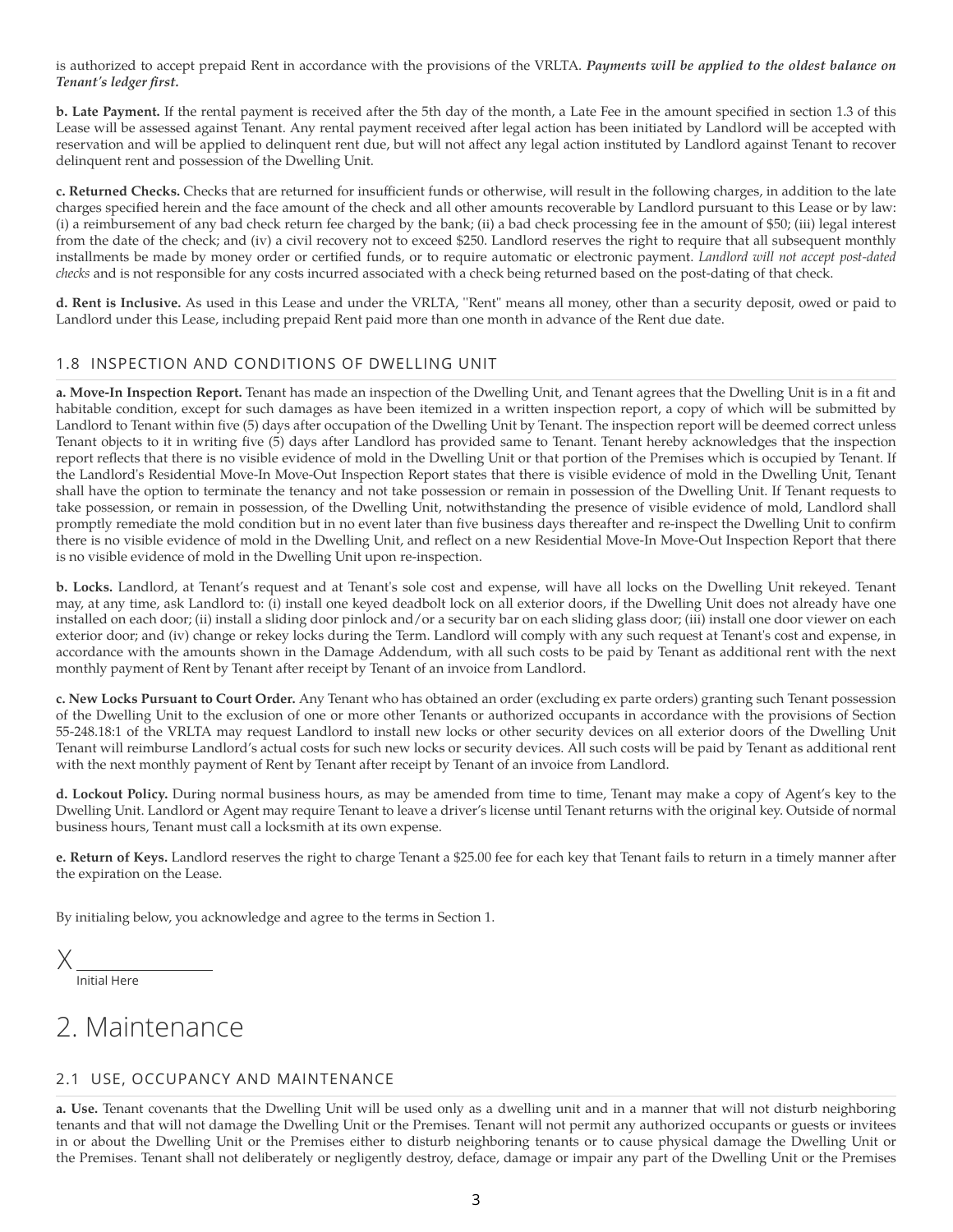is authorized to accept prepaid Rent in accordance with the provisions of the VRLTA. ***Payments will be applied to the oldest balance on Tenant's ledger first.***

**b. Late Payment.** If the rental payment is received after the 5th day of the month, a Late Fee in the amount specified in section 1.3 of this Lease will be assessed against Tenant. Any rental payment received after legal action has been initiated by Landlord will be accepted with reservation and will be applied to delinquent rent due, but will not affect any legal action instituted by Landlord against Tenant to recover delinquent rent and possession of the Dwelling Unit.

**c. Returned Checks.** Checks that are returned for insufficient funds or otherwise, will result in the following charges, in addition to the late charges specified herein and the face amount of the check and all other amounts recoverable by Landlord pursuant to this Lease or by law: (i) a reimbursement of any bad check return fee charged by the bank; (ii) a bad check processing fee in the amount of $50; (iii) legal interest from the date of the check; and (iv) a civil recovery not to exceed $250. Landlord reserves the right to require that all subsequent monthly installments be made by money order or certified funds, or to require automatic or electronic payment. *Landlord will not accept post-dated checks* and is not responsible for any costs incurred associated with a check being returned based on the post-dating of that check.

**d. Rent is Inclusive.** As used in this Lease and under the VRLTA, "Rent" means all money, other than a security deposit, owed or paid to Landlord under this Lease, including prepaid Rent paid more than one month in advance of the Rent due date.

### 1.8 INSPECTION AND CONDITIONS OF DWELLING UNIT

**a. Move-In Inspection Report.** Tenant has made an inspection of the Dwelling Unit, and Tenant agrees that the Dwelling Unit is in a fit and habitable condition, except for such damages as have been itemized in a written inspection report, a copy of which will be submitted by Landlord to Tenant within five (5) days after occupation of the Dwelling Unit by Tenant. The inspection report will be deemed correct unless Tenant objects to it in writing five (5) days after Landlord has provided same to Tenant. Tenant hereby acknowledges that the inspection report reflects that there is no visible evidence of mold in the Dwelling Unit or that portion of the Premises which is occupied by Tenant. If the Landlord's Residential Move-In Move-Out Inspection Report states that there is visible evidence of mold in the Dwelling Unit, Tenant shall have the option to terminate the tenancy and not take possession or remain in possession of the Dwelling Unit. If Tenant requests to take possession, or remain in possession, of the Dwelling Unit, notwithstanding the presence of visible evidence of mold, Landlord shall promptly remediate the mold condition but in no event later than five business days thereafter and re-inspect the Dwelling Unit to confirm there is no visible evidence of mold in the Dwelling Unit, and reflect on a new Residential Move-In Move-Out Inspection Report that there is no visible evidence of mold in the Dwelling Unit upon re-inspection.

**b. Locks.** Landlord, at Tenant's request and at Tenant's sole cost and expense, will have all locks on the Dwelling Unit rekeyed. Tenant may, at any time, ask Landlord to: (i) install one keyed deadbolt lock on all exterior doors, if the Dwelling Unit does not already have one installed on each door; (ii) install a sliding door pinlock and/or a security bar on each sliding glass door; (iii) install one door viewer on each exterior door; and (iv) change or rekey locks during the Term. Landlord will comply with any such request at Tenant's cost and expense, in accordance with the amounts shown in the Damage Addendum, with all such costs to be paid by Tenant as additional rent with the next monthly payment of Rent by Tenant after receipt by Tenant of an invoice from Landlord.

**c. New Locks Pursuant to Court Order.** Any Tenant who has obtained an order (excluding ex parte orders) granting such Tenant possession of the Dwelling Unit to the exclusion of one or more other Tenants or authorized occupants in accordance with the provisions of Section 55-248.18:1 of the VRLTA may request Landlord to install new locks or other security devices on all exterior doors of the Dwelling Unit Tenant will reimburse Landlord's actual costs for such new locks or security devices. All such costs will be paid by Tenant as additional rent with the next monthly payment of Rent by Tenant after receipt by Tenant of an invoice from Landlord.

**d. Lockout Policy.** During normal business hours, as may be amended from time to time, Tenant may make a copy of Agent's key to the Dwelling Unit. Landlord or Agent may require Tenant to leave a driver's license until Tenant returns with the original key. Outside of normal business hours, Tenant must call a locksmith at its own expense.

**e. Return of Keys.** Landlord reserves the right to charge Tenant a $25.00 fee for each key that Tenant fails to return in a timely manner after the expiration on the Lease.

By initialing below, you acknowledge and agree to the terms in Section 1.

X ________________
Initial Here

## 2. Maintenance

### 2.1 USE, OCCUPANCY AND MAINTENANCE

**a. Use.** Tenant covenants that the Dwelling Unit will be used only as a dwelling unit and in a manner that will not disturb neighboring tenants and that will not damage the Dwelling Unit or the Premises. Tenant will not permit any authorized occupants or guests or invitees in or about the Dwelling Unit or the Premises either to disturb neighboring tenants or to cause physical damage the Dwelling Unit or the Premises. Tenant shall not deliberately or negligently destroy, deface, damage or impair any part of the Dwelling Unit or the Premises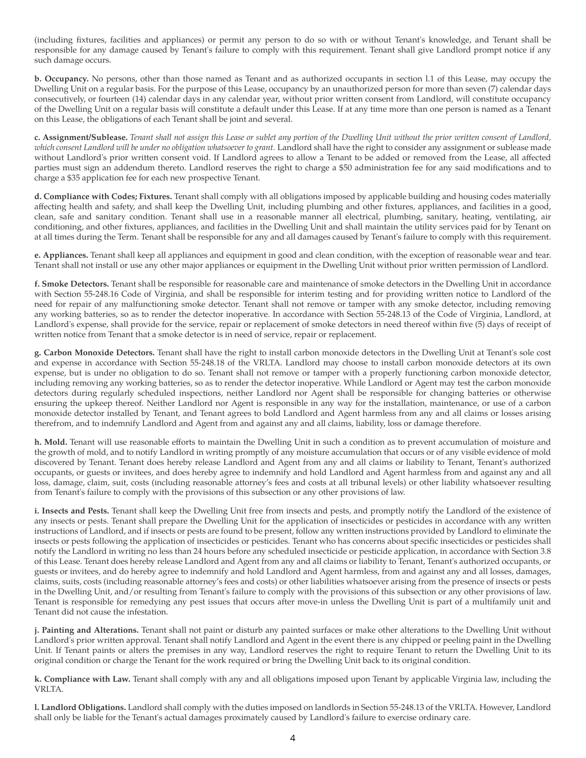(including fixtures, facilities and appliances) or permit any person to do so with or without Tenant's knowledge, and Tenant shall be responsible for any damage caused by Tenant's failure to comply with this requirement. Tenant shall give Landlord prompt notice if any such damage occurs.

**b. Occupancy.** No persons, other than those named as Tenant and as authorized occupants in section l.1 of this Lease, may occupy the Dwelling Unit on a regular basis. For the purpose of this Lease, occupancy by an unauthorized person for more than seven (7) calendar days consecutively, or fourteen (14) calendar days in any calendar year, without prior written consent from Landlord, will constitute occupancy of the Dwelling Unit on a regular basis will constitute a default under this Lease. If at any time more than one person is named as a Tenant on this Lease, the obligations of each Tenant shall be joint and several.

**c. Assignment/Sublease.** *Tenant shall not assign this Lease or sublet any portion of the Dwelling Unit without the prior written consent of Landlord, which consent Landlord will be under no obligation whatsoever to grant.* Landlord shall have the right to consider any assignment or sublease made without Landlord's prior written consent void. If Landlord agrees to allow a Tenant to be added or removed from the Lease, all affected parties must sign an addendum thereto. Landlord reserves the right to charge a $50 administration fee for any said modifications and to charge a $35 application fee for each new prospective Tenant.

**d. Compliance with Codes; Fixtures.** Tenant shall comply with all obligations imposed by applicable building and housing codes materially affecting health and safety, and shall keep the Dwelling Unit, including plumbing and other fixtures, appliances, and facilities in a good, clean, safe and sanitary condition. Tenant shall use in a reasonable manner all electrical, plumbing, sanitary, heating, ventilating, air conditioning, and other fixtures, appliances, and facilities in the Dwelling Unit and shall maintain the utility services paid for by Tenant on at all times during the Term. Tenant shall be responsible for any and all damages caused by Tenant's failure to comply with this requirement.

**e. Appliances.** Tenant shall keep all appliances and equipment in good and clean condition, with the exception of reasonable wear and tear. Tenant shall not install or use any other major appliances or equipment in the Dwelling Unit without prior written permission of Landlord.

**f. Smoke Detectors.** Tenant shall be responsible for reasonable care and maintenance of smoke detectors in the Dwelling Unit in accordance with Section 55-248.16 Code of Virginia, and shall be responsible for interim testing and for providing written notice to Landlord of the need for repair of any malfunctioning smoke detector. Tenant shall not remove or tamper with any smoke detector, including removing any working batteries, so as to render the detector inoperative. In accordance with Section 55-248.13 of the Code of Virginia, Landlord, at Landlord's expense, shall provide for the service, repair or replacement of smoke detectors in need thereof within five (5) days of receipt of written notice from Tenant that a smoke detector is in need of service, repair or replacement.

**g. Carbon Monoxide Detectors.** Tenant shall have the right to install carbon monoxide detectors in the Dwelling Unit at Tenant's sole cost and expense in accordance with Section 55-248.18 of the VRLTA. Landlord may choose to install carbon monoxide detectors at its own expense, but is under no obligation to do so. Tenant shall not remove or tamper with a properly functioning carbon monoxide detector, including removing any working batteries, so as to render the detector inoperative. While Landlord or Agent may test the carbon monoxide detectors during regularly scheduled inspections, neither Landlord nor Agent shall be responsible for changing batteries or otherwise ensuring the upkeep thereof. Neither Landlord nor Agent is responsible in any way for the installation, maintenance, or use of a carbon monoxide detector installed by Tenant, and Tenant agrees to bold Landlord and Agent harmless from any and all claims or losses arising therefrom, and to indemnify Landlord and Agent from and against any and all claims, liability, loss or damage therefore.

**h. Mold.** Tenant will use reasonable efforts to maintain the Dwelling Unit in such a condition as to prevent accumulation of moisture and the growth of mold, and to notify Landlord in writing promptly of any moisture accumulation that occurs or of any visible evidence of mold discovered by Tenant. Tenant does hereby release Landlord and Agent from any and all claims or liability to Tenant, Tenant's authorized occupants, or guests or invitees, and does hereby agree to indemnify and hold Landlord and Agent harmless from and against any and all loss, damage, claim, suit, costs (including reasonable attorney's fees and costs at all tribunal levels) or other liability whatsoever resulting from Tenant's failure to comply with the provisions of this subsection or any other provisions of law.

**i. Insects and Pests.** Tenant shall keep the Dwelling Unit free from insects and pests, and promptly notify the Landlord of the existence of any insects or pests. Tenant shall prepare the Dwelling Unit for the application of insecticides or pesticides in accordance with any written instructions of Landlord, and if insects or pests are found to be present, follow any written instructions provided by Landlord to eliminate the insects or pests following the application of insecticides or pesticides. Tenant who has concerns about specific insecticides or pesticides shall notify the Landlord in writing no less than 24 hours before any scheduled insecticide or pesticide application, in accordance with Section 3.8 of this Lease. Tenant does hereby release Landlord and Agent from any and all claims or liability to Tenant, Tenant's authorized occupants, or guests or invitees, and do hereby agree to indemnify and hold Landlord and Agent harmless, from and against any and all losses, damages, claims, suits, costs (including reasonable attorney's fees and costs) or other liabilities whatsoever arising from the presence of insects or pests in the Dwelling Unit, and/or resulting from Tenant's failure to comply with the provisions of this subsection or any other provisions of law. Tenant is responsible for remedying any pest issues that occurs after move-in unless the Dwelling Unit is part of a multifamily unit and Tenant did not cause the infestation.

**j. Painting and Alterations.** Tenant shall not paint or disturb any painted surfaces or make other alterations to the Dwelling Unit without Landlord's prior written approval. Tenant shall notify Landlord and Agent in the event there is any chipped or peeling paint in the Dwelling Unit. If Tenant paints or alters the premises in any way, Landlord reserves the right to require Tenant to return the Dwelling Unit to its original condition or charge the Tenant for the work required or bring the Dwelling Unit back to its original condition.

**k. Compliance with Law.** Tenant shall comply with any and all obligations imposed upon Tenant by applicable Virginia law, including the VRLTA.

**l. Landlord Obligations.** Landlord shall comply with the duties imposed on landlords in Section 55-248.13 of the VRLTA. However, Landlord shall only be liable for the Tenant's actual damages proximately caused by Landlord's failure to exercise ordinary care.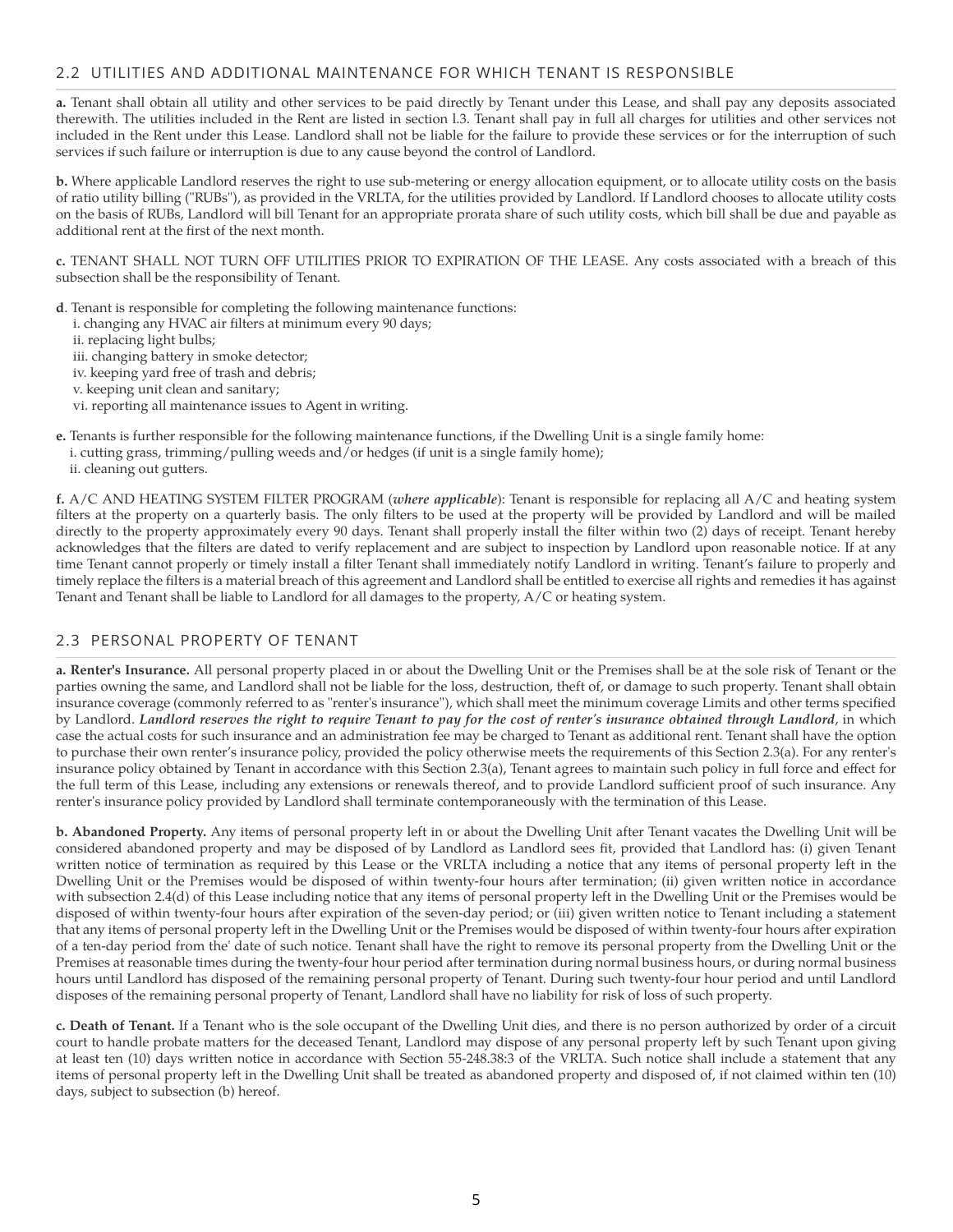## 2.2 UTILITIES AND ADDITIONAL MAINTENANCE FOR WHICH TENANT IS RESPONSIBLE

**a.** Tenant shall obtain all utility and other services to be paid directly by Tenant under this Lease, and shall pay any deposits associated therewith. The utilities included in the Rent are listed in section l.3. Tenant shall pay in full all charges for utilities and other services not included in the Rent under this Lease. Landlord shall not be liable for the failure to provide these services or for the interruption of such services if such failure or interruption is due to any cause beyond the control of Landlord.

**b.** Where applicable Landlord reserves the right to use sub-metering or energy allocation equipment, or to allocate utility costs on the basis of ratio utility billing ("RUBs"), as provided in the VRLTA, for the utilities provided by Landlord. If Landlord chooses to allocate utility costs on the basis of RUBs, Landlord will bill Tenant for an appropriate prorata share of such utility costs, which bill shall be due and payable as additional rent at the first of the next month.

**c.** TENANT SHALL NOT TURN OFF UTILITIES PRIOR TO EXPIRATION OF THE LEASE. Any costs associated with a breach of this subsection shall be the responsibility of Tenant.

**d**. Tenant is responsible for completing the following maintenance functions:
  i. changing any HVAC air filters at minimum every 90 days;
  ii. replacing light bulbs;
  iii. changing battery in smoke detector;
  iv. keeping yard free of trash and debris;
  v. keeping unit clean and sanitary;
  vi. reporting all maintenance issues to Agent in writing.

**e.** Tenants is further responsible for the following maintenance functions, if the Dwelling Unit is a single family home:
  i. cutting grass, trimming/pulling weeds and/or hedges (if unit is a single family home);
  ii. cleaning out gutters.

**f.** A/C AND HEATING SYSTEM FILTER PROGRAM (***where applicable***): Tenant is responsible for replacing all A/C and heating system filters at the property on a quarterly basis. The only filters to be used at the property will be provided by Landlord and will be mailed directly to the property approximately every 90 days. Tenant shall properly install the filter within two (2) days of receipt. Tenant hereby acknowledges that the filters are dated to verify replacement and are subject to inspection by Landlord upon reasonable notice. If at any time Tenant cannot properly or timely install a filter Tenant shall immediately notify Landlord in writing. Tenant's failure to properly and timely replace the filters is a material breach of this agreement and Landlord shall be entitled to exercise all rights and remedies it has against Tenant and Tenant shall be liable to Landlord for all damages to the property, A/C or heating system.

## 2.3 PERSONAL PROPERTY OF TENANT

**a. Renter's Insurance.** All personal property placed in or about the Dwelling Unit or the Premises shall be at the sole risk of Tenant or the parties owning the same, and Landlord shall not be liable for the loss, destruction, theft of, or damage to such property. Tenant shall obtain insurance coverage (commonly referred to as "renter's insurance"), which shall meet the minimum coverage Limits and other terms specified by Landlord. ***Landlord reserves the right to require Tenant to pay for the cost of renter's insurance obtained through Landlord***, in which case the actual costs for such insurance and an administration fee may be charged to Tenant as additional rent. Tenant shall have the option to purchase their own renter's insurance policy, provided the policy otherwise meets the requirements of this Section 2.3(a). For any renter's insurance policy obtained by Tenant in accordance with this Section 2.3(a), Tenant agrees to maintain such policy in full force and effect for the full term of this Lease, including any extensions or renewals thereof, and to provide Landlord sufficient proof of such insurance. Any renter's insurance policy provided by Landlord shall terminate contemporaneously with the termination of this Lease.

**b. Abandoned Property.** Any items of personal property left in or about the Dwelling Unit after Tenant vacates the Dwelling Unit will be considered abandoned property and may be disposed of by Landlord as Landlord sees fit, provided that Landlord has: (i) given Tenant written notice of termination as required by this Lease or the VRLTA including a notice that any items of personal property left in the Dwelling Unit or the Premises would be disposed of within twenty-four hours after termination; (ii) given written notice in accordance with subsection 2.4(d) of this Lease including notice that any items of personal property left in the Dwelling Unit or the Premises would be disposed of within twenty-four hours after expiration of the seven-day period; or (iii) given written notice to Tenant including a statement that any items of personal property left in the Dwelling Unit or the Premises would be disposed of within twenty-four hours after expiration of a ten-day period from the' date of such notice. Tenant shall have the right to remove its personal property from the Dwelling Unit or the Premises at reasonable times during the twenty-four hour period after termination during normal business hours, or during normal business hours until Landlord has disposed of the remaining personal property of Tenant. During such twenty-four hour period and until Landlord disposes of the remaining personal property of Tenant, Landlord shall have no liability for risk of loss of such property.

**c. Death of Tenant.** If a Tenant who is the sole occupant of the Dwelling Unit dies, and there is no person authorized by order of a circuit court to handle probate matters for the deceased Tenant, Landlord may dispose of any personal property left by such Tenant upon giving at least ten (10) days written notice in accordance with Section 55-248.38:3 of the VRLTA. Such notice shall include a statement that any items of personal property left in the Dwelling Unit shall be treated as abandoned property and disposed of, if not claimed within ten (10) days, subject to subsection (b) hereof.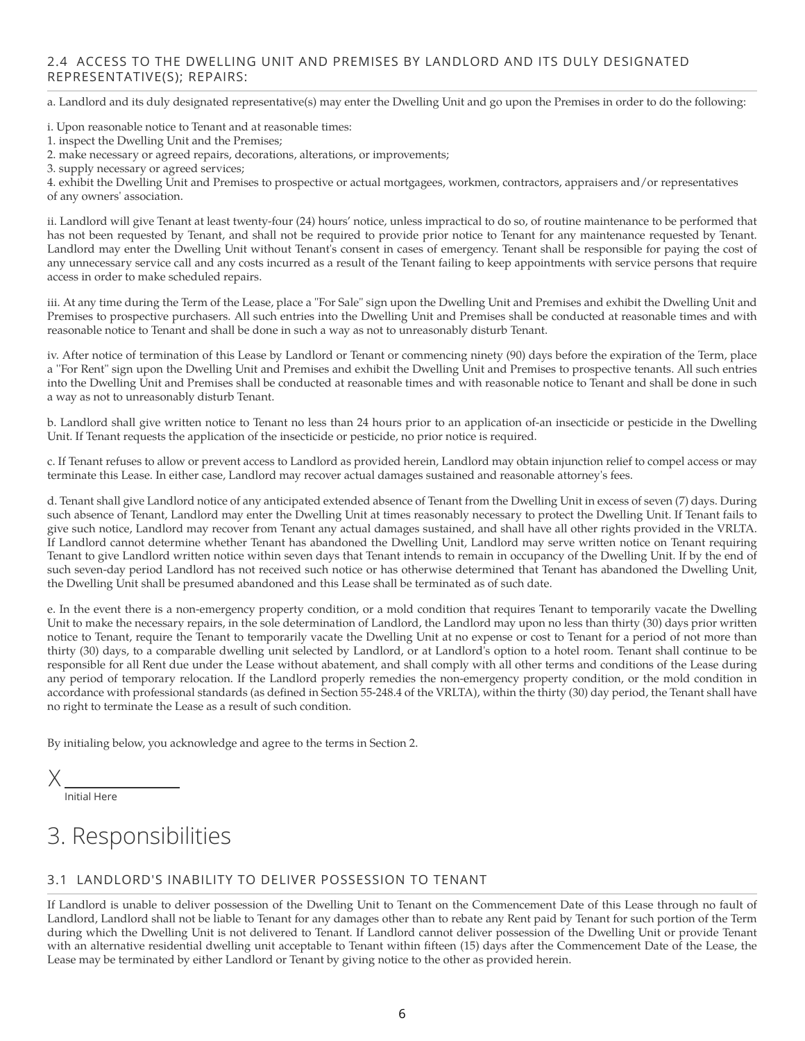### 2.4 ACCESS TO THE DWELLING UNIT AND PREMISES BY LANDLORD AND ITS DULY DESIGNATED REPRESENTATIVE(S); REPAIRS:

a. Landlord and its duly designated representative(s) may enter the Dwelling Unit and go upon the Premises in order to do the following:

i. Upon reasonable notice to Tenant and at reasonable times:
1. inspect the Dwelling Unit and the Premises;
2. make necessary or agreed repairs, decorations, alterations, or improvements;
3. supply necessary or agreed services;
4. exhibit the Dwelling Unit and Premises to prospective or actual mortgagees, workmen, contractors, appraisers and/or representatives of any owners' association.

ii. Landlord will give Tenant at least twenty-four (24) hours' notice, unless impractical to do so, of routine maintenance to be performed that has not been requested by Tenant, and shall not be required to provide prior notice to Tenant for any maintenance requested by Tenant. Landlord may enter the Dwelling Unit without Tenant's consent in cases of emergency. Tenant shall be responsible for paying the cost of any unnecessary service call and any costs incurred as a result of the Tenant failing to keep appointments with service persons that require access in order to make scheduled repairs.

iii. At any time during the Term of the Lease, place a "For Sale" sign upon the Dwelling Unit and Premises and exhibit the Dwelling Unit and Premises to prospective purchasers. All such entries into the Dwelling Unit and Premises shall be conducted at reasonable times and with reasonable notice to Tenant and shall be done in such a way as not to unreasonably disturb Tenant.

iv. After notice of termination of this Lease by Landlord or Tenant or commencing ninety (90) days before the expiration of the Term, place a "For Rent" sign upon the Dwelling Unit and Premises and exhibit the Dwelling Unit and Premises to prospective tenants. All such entries into the Dwelling Unit and Premises shall be conducted at reasonable times and with reasonable notice to Tenant and shall be done in such a way as not to unreasonably disturb Tenant.

b. Landlord shall give written notice to Tenant no less than 24 hours prior to an application of-an insecticide or pesticide in the Dwelling Unit. If Tenant requests the application of the insecticide or pesticide, no prior notice is required.

c. If Tenant refuses to allow or prevent access to Landlord as provided herein, Landlord may obtain injunction relief to compel access or may terminate this Lease. In either case, Landlord may recover actual damages sustained and reasonable attorney's fees.

d. Tenant shall give Landlord notice of any anticipated extended absence of Tenant from the Dwelling Unit in excess of seven (7) days. During such absence of Tenant, Landlord may enter the Dwelling Unit at times reasonably necessary to protect the Dwelling Unit. If Tenant fails to give such notice, Landlord may recover from Tenant any actual damages sustained, and shall have all other rights provided in the VRLTA. If Landlord cannot determine whether Tenant has abandoned the Dwelling Unit, Landlord may serve written notice on Tenant requiring Tenant to give Landlord written notice within seven days that Tenant intends to remain in occupancy of the Dwelling Unit. If by the end of such seven-day period Landlord has not received such notice or has otherwise determined that Tenant has abandoned the Dwelling Unit, the Dwelling Unit shall be presumed abandoned and this Lease shall be terminated as of such date.

e. In the event there is a non-emergency property condition, or a mold condition that requires Tenant to temporarily vacate the Dwelling Unit to make the necessary repairs, in the sole determination of Landlord, the Landlord may upon no less than thirty (30) days prior written notice to Tenant, require the Tenant to temporarily vacate the Dwelling Unit at no expense or cost to Tenant for a period of not more than thirty (30) days, to a comparable dwelling unit selected by Landlord, or at Landlord's option to a hotel room. Tenant shall continue to be responsible for all Rent due under the Lease without abatement, and shall comply with all other terms and conditions of the Lease during any period of temporary relocation. If the Landlord properly remedies the non-emergency property condition, or the mold condition in accordance with professional standards (as defined in Section 55-248.4 of the VRLTA), within the thirty (30) day period, the Tenant shall have no right to terminate the Lease as a result of such condition.

By initialing below, you acknowledge and agree to the terms in Section 2.

X ______________
Initial Here

# 3. Responsibilities

### 3.1 LANDLORD'S INABILITY TO DELIVER POSSESSION TO TENANT

If Landlord is unable to deliver possession of the Dwelling Unit to Tenant on the Commencement Date of this Lease through no fault of Landlord, Landlord shall not be liable to Tenant for any damages other than to rebate any Rent paid by Tenant for such portion of the Term during which the Dwelling Unit is not delivered to Tenant. If Landlord cannot deliver possession of the Dwelling Unit or provide Tenant with an alternative residential dwelling unit acceptable to Tenant within fifteen (15) days after the Commencement Date of the Lease, the Lease may be terminated by either Landlord or Tenant by giving notice to the other as provided herein.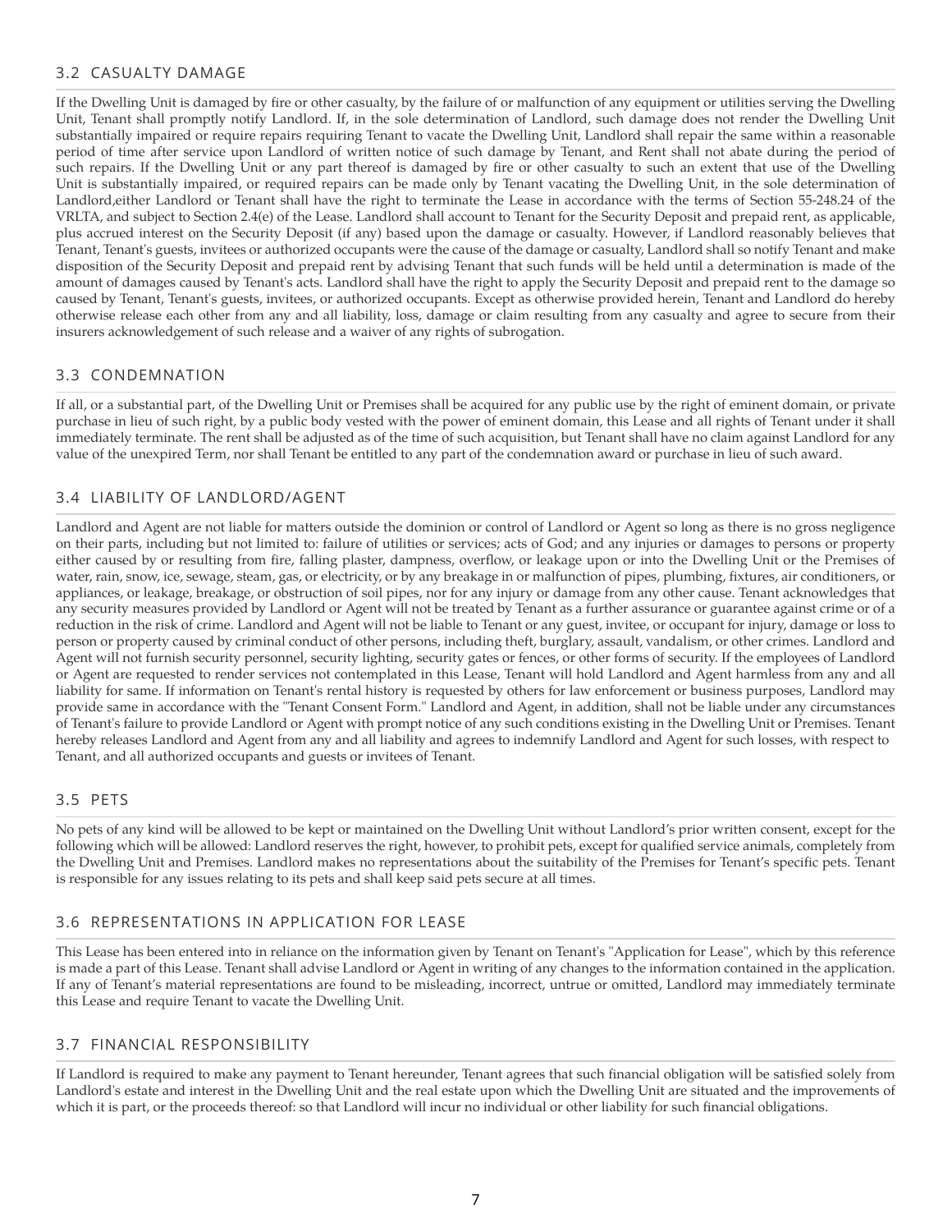## 3.2 CASUALTY DAMAGE

If the Dwelling Unit is damaged by fire or other casualty, by the failure of or malfunction of any equipment or utilities serving the Dwelling Unit, Tenant shall promptly notify Landlord. If, in the sole determination of Landlord, such damage does not render the Dwelling Unit substantially impaired or require repairs requiring Tenant to vacate the Dwelling Unit, Landlord shall repair the same within a reasonable period of time after service upon Landlord of written notice of such damage by Tenant, and Rent shall not abate during the period of such repairs. If the Dwelling Unit or any part thereof is damaged by fire or other casualty to such an extent that use of the Dwelling Unit is substantially impaired, or required repairs can be made only by Tenant vacating the Dwelling Unit, in the sole determination of Landlord,either Landlord or Tenant shall have the right to terminate the Lease in accordance with the terms of Section 55-248.24 of the VRLTA, and subject to Section 2.4(e) of the Lease. Landlord shall account to Tenant for the Security Deposit and prepaid rent, as applicable, plus accrued interest on the Security Deposit (if any) based upon the damage or casualty. However, if Landlord reasonably believes that Tenant, Tenant's guests, invitees or authorized occupants were the cause of the damage or casualty, Landlord shall so notify Tenant and make disposition of the Security Deposit and prepaid rent by advising Tenant that such funds will be held until a determination is made of the amount of damages caused by Tenant's acts. Landlord shall have the right to apply the Security Deposit and prepaid rent to the damage so caused by Tenant, Tenant's guests, invitees, or authorized occupants. Except as otherwise provided herein, Tenant and Landlord do hereby otherwise release each other from any and all liability, loss, damage or claim resulting from any casualty and agree to secure from their insurers acknowledgement of such release and a waiver of any rights of subrogation.

## 3.3 CONDEMNATION

If all, or a substantial part, of the Dwelling Unit or Premises shall be acquired for any public use by the right of eminent domain, or private purchase in lieu of such right, by a public body vested with the power of eminent domain, this Lease and all rights of Tenant under it shall immediately terminate. The rent shall be adjusted as of the time of such acquisition, but Tenant shall have no claim against Landlord for any value of the unexpired Term, nor shall Tenant be entitled to any part of the condemnation award or purchase in lieu of such award.

## 3.4 LIABILITY OF LANDLORD/AGENT

Landlord and Agent are not liable for matters outside the dominion or control of Landlord or Agent so long as there is no gross negligence on their parts, including but not limited to: failure of utilities or services; acts of God; and any injuries or damages to persons or property either caused by or resulting from fire, falling plaster, dampness, overflow, or leakage upon or into the Dwelling Unit or the Premises of water, rain, snow, ice, sewage, steam, gas, or electricity, or by any breakage in or malfunction of pipes, plumbing, fixtures, air conditioners, or appliances, or leakage, breakage, or obstruction of soil pipes, nor for any injury or damage from any other cause. Tenant acknowledges that any security measures provided by Landlord or Agent will not be treated by Tenant as a further assurance or guarantee against crime or of a reduction in the risk of crime. Landlord and Agent will not be liable to Tenant or any guest, invitee, or occupant for injury, damage or loss to person or property caused by criminal conduct of other persons, including theft, burglary, assault, vandalism, or other crimes. Landlord and Agent will not furnish security personnel, security lighting, security gates or fences, or other forms of security. If the employees of Landlord or Agent are requested to render services not contemplated in this Lease, Tenant will hold Landlord and Agent harmless from any and all liability for same. If information on Tenant's rental history is requested by others for law enforcement or business purposes, Landlord may provide same in accordance with the "Tenant Consent Form." Landlord and Agent, in addition, shall not be liable under any circumstances of Tenant's failure to provide Landlord or Agent with prompt notice of any such conditions existing in the Dwelling Unit or Premises. Tenant hereby releases Landlord and Agent from any and all liability and agrees to indemnify Landlord and Agent for such losses, with respect to Tenant, and all authorized occupants and guests or invitees of Tenant.

## 3.5 PETS

No pets of any kind will be allowed to be kept or maintained on the Dwelling Unit without Landlord's prior written consent, except for the following which will be allowed: Landlord reserves the right, however, to prohibit pets, except for qualified service animals, completely from the Dwelling Unit and Premises. Landlord makes no representations about the suitability of the Premises for Tenant's specific pets. Tenant is responsible for any issues relating to its pets and shall keep said pets secure at all times.

## 3.6 REPRESENTATIONS IN APPLICATION FOR LEASE

This Lease has been entered into in reliance on the information given by Tenant on Tenant's "Application for Lease", which by this reference is made a part of this Lease. Tenant shall advise Landlord or Agent in writing of any changes to the information contained in the application. If any of Tenant's material representations are found to be misleading, incorrect, untrue or omitted, Landlord may immediately terminate this Lease and require Tenant to vacate the Dwelling Unit.

## 3.7 FINANCIAL RESPONSIBILITY

If Landlord is required to make any payment to Tenant hereunder, Tenant agrees that such financial obligation will be satisfied solely from Landlord's estate and interest in the Dwelling Unit and the real estate upon which the Dwelling Unit are situated and the improvements of which it is part, or the proceeds thereof: so that Landlord will incur no individual or other liability for such financial obligations.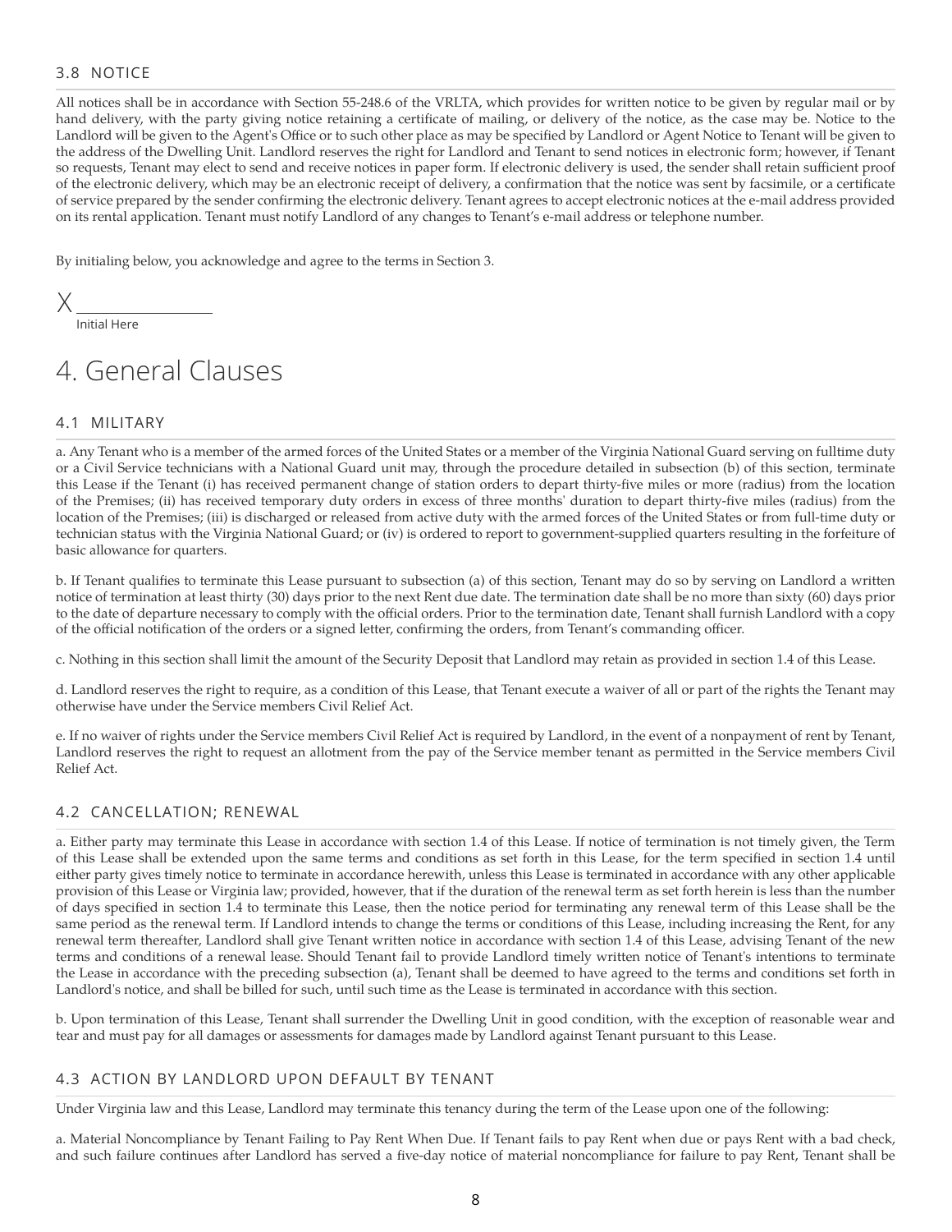### 3.8 NOTICE

All notices shall be in accordance with Section 55-248.6 of the VRLTA, which provides for written notice to be given by regular mail or by hand delivery, with the party giving notice retaining a certificate of mailing, or delivery of the notice, as the case may be. Notice to the Landlord will be given to the Agent's Office or to such other place as may be specified by Landlord or Agent Notice to Tenant will be given to the address of the Dwelling Unit. Landlord reserves the right for Landlord and Tenant to send notices in electronic form; however, if Tenant so requests, Tenant may elect to send and receive notices in paper form. If electronic delivery is used, the sender shall retain sufficient proof of the electronic delivery, which may be an electronic receipt of delivery, a confirmation that the notice was sent by facsimile, or a certificate of service prepared by the sender confirming the electronic delivery. Tenant agrees to accept electronic notices at the e-mail address provided on its rental application. Tenant must notify Landlord of any changes to Tenant's e-mail address or telephone number.

By initialing below, you acknowledge and agree to the terms in Section 3.

X ________________
Initial Here

# 4. General Clauses

### 4.1 MILITARY

a. Any Tenant who is a member of the armed forces of the United States or a member of the Virginia National Guard serving on fulltime duty or a Civil Service technicians with a National Guard unit may, through the procedure detailed in subsection (b) of this section, terminate this Lease if the Tenant (i) has received permanent change of station orders to depart thirty-five miles or more (radius) from the location of the Premises; (ii) has received temporary duty orders in excess of three months' duration to depart thirty-five miles (radius) from the location of the Premises; (iii) is discharged or released from active duty with the armed forces of the United States or from full-time duty or technician status with the Virginia National Guard; or (iv) is ordered to report to government-supplied quarters resulting in the forfeiture of basic allowance for quarters.

b. If Tenant qualifies to terminate this Lease pursuant to subsection (a) of this section, Tenant may do so by serving on Landlord a written notice of termination at least thirty (30) days prior to the next Rent due date. The termination date shall be no more than sixty (60) days prior to the date of departure necessary to comply with the official orders. Prior to the termination date, Tenant shall furnish Landlord with a copy of the official notification of the orders or a signed letter, confirming the orders, from Tenant's commanding officer.

c. Nothing in this section shall limit the amount of the Security Deposit that Landlord may retain as provided in section 1.4 of this Lease.

d. Landlord reserves the right to require, as a condition of this Lease, that Tenant execute a waiver of all or part of the rights the Tenant may otherwise have under the Service members Civil Relief Act.

e. If no waiver of rights under the Service members Civil Relief Act is required by Landlord, in the event of a nonpayment of rent by Tenant, Landlord reserves the right to request an allotment from the pay of the Service member tenant as permitted in the Service members Civil Relief Act.

### 4.2 CANCELLATION; RENEWAL

a. Either party may terminate this Lease in accordance with section 1.4 of this Lease. If notice of termination is not timely given, the Term of this Lease shall be extended upon the same terms and conditions as set forth in this Lease, for the term specified in section 1.4 until either party gives timely notice to terminate in accordance herewith, unless this Lease is terminated in accordance with any other applicable provision of this Lease or Virginia law; provided, however, that if the duration of the renewal term as set forth herein is less than the number of days specified in section 1.4 to terminate this Lease, then the notice period for terminating any renewal term of this Lease shall be the same period as the renewal term. If Landlord intends to change the terms or conditions of this Lease, including increasing the Rent, for any renewal term thereafter, Landlord shall give Tenant written notice in accordance with section 1.4 of this Lease, advising Tenant of the new terms and conditions of a renewal lease. Should Tenant fail to provide Landlord timely written notice of Tenant's intentions to terminate the Lease in accordance with the preceding subsection (a), Tenant shall be deemed to have agreed to the terms and conditions set forth in Landlord's notice, and shall be billed for such, until such time as the Lease is terminated in accordance with this section.

b. Upon termination of this Lease, Tenant shall surrender the Dwelling Unit in good condition, with the exception of reasonable wear and tear and must pay for all damages or assessments for damages made by Landlord against Tenant pursuant to this Lease.

### 4.3 ACTION BY LANDLORD UPON DEFAULT BY TENANT

Under Virginia law and this Lease, Landlord may terminate this tenancy during the term of the Lease upon one of the following:

a. Material Noncompliance by Tenant Failing to Pay Rent When Due. If Tenant fails to pay Rent when due or pays Rent with a bad check, and such failure continues after Landlord has served a five-day notice of material noncompliance for failure to pay Rent, Tenant shall be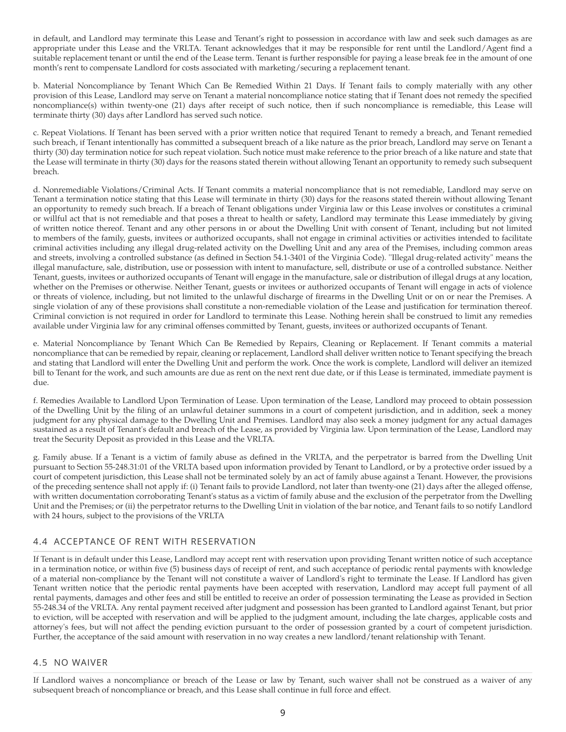in default, and Landlord may terminate this Lease and Tenant's right to possession in accordance with law and seek such damages as are appropriate under this Lease and the VRLTA. Tenant acknowledges that it may be responsible for rent until the Landlord/Agent find a suitable replacement tenant or until the end of the Lease term. Tenant is further responsible for paying a lease break fee in the amount of one month's rent to compensate Landlord for costs associated with marketing/securing a replacement tenant.

b. Material Noncompliance by Tenant Which Can Be Remedied Within 21 Days. If Tenant fails to comply materially with any other provision of this Lease, Landlord may serve on Tenant a material noncompliance notice stating that if Tenant does not remedy the specified noncompliance(s) within twenty-one (21) days after receipt of such notice, then if such noncompliance is remediable, this Lease will terminate thirty (30) days after Landlord has served such notice.

c. Repeat Violations. If Tenant has been served with a prior written notice that required Tenant to remedy a breach, and Tenant remedied such breach, if Tenant intentionally has committed a subsequent breach of a like nature as the prior breach, Landlord may serve on Tenant a thirty (30) day termination notice for such repeat violation. Such notice must make reference to the prior breach of a like nature and state that the Lease will terminate in thirty (30) days for the reasons stated therein without allowing Tenant an opportunity to remedy such subsequent breach.

d. Nonremediable Violations/Criminal Acts. If Tenant commits a material noncompliance that is not remediable, Landlord may serve on Tenant a termination notice stating that this Lease will terminate in thirty (30) days for the reasons stated therein without allowing Tenant an opportunity to remedy such breach. If a breach of Tenant obligations under Virginia law or this Lease involves or constitutes a criminal or willful act that is not remediable and that poses a threat to health or safety, Landlord may terminate this Lease immediately by giving of written notice thereof. Tenant and any other persons in or about the Dwelling Unit with consent of Tenant, including but not limited to members of the family, guests, invitees or authorized occupants, shall not engage in criminal activities or activities intended to facilitate criminal activities including any illegal drug-related activity on the Dwelling Unit and any area of the Premises, including common areas and streets, involving a controlled substance (as defined in Section 54.1-3401 of the Virginia Code). "Illegal drug-related activity" means the illegal manufacture, sale, distribution, use or possession with intent to manufacture, sell, distribute or use of a controlled substance. Neither Tenant, guests, invitees or authorized occupants of Tenant will engage in the manufacture, sale or distribution of illegal drugs at any location, whether on the Premises or otherwise. Neither Tenant, guests or invitees or authorized occupants of Tenant will engage in acts of violence or threats of violence, including, but not limited to the unlawful discharge of firearms in the Dwelling Unit or on or near the Premises. A single violation of any of these provisions shall constitute a non-remediable violation of the Lease and justification for termination thereof. Criminal conviction is not required in order for Landlord to terminate this Lease. Nothing herein shall be construed to limit any remedies available under Virginia law for any criminal offenses committed by Tenant, guests, invitees or authorized occupants of Tenant.

e. Material Noncompliance by Tenant Which Can Be Remedied by Repairs, Cleaning or Replacement. If Tenant commits a material noncompliance that can be remedied by repair, cleaning or replacement, Landlord shall deliver written notice to Tenant specifying the breach and stating that Landlord will enter the Dwelling Unit and perform the work. Once the work is complete, Landlord will deliver an itemized bill to Tenant for the work, and such amounts are due as rent on the next rent due date, or if this Lease is terminated, immediate payment is due.

f. Remedies Available to Landlord Upon Termination of Lease. Upon termination of the Lease, Landlord may proceed to obtain possession of the Dwelling Unit by the filing of an unlawful detainer summons in a court of competent jurisdiction, and in addition, seek a money judgment for any physical damage to the Dwelling Unit and Premises. Landlord may also seek a money judgment for any actual damages sustained as a result of Tenant's default and breach of the Lease, as provided by Virginia law. Upon termination of the Lease, Landlord may treat the Security Deposit as provided in this Lease and the VRLTA.

g. Family abuse. If a Tenant is a victim of family abuse as defined in the VRLTA, and the perpetrator is barred from the Dwelling Unit pursuant to Section 55-248.31:01 of the VRLTA based upon information provided by Tenant to Landlord, or by a protective order issued by a court of competent jurisdiction, this Lease shall not be terminated solely by an act of family abuse against a Tenant. However, the provisions of the preceding sentence shall not apply if: (i) Tenant fails to provide Landlord, not later than twenty-one (21) days after the alleged offense, with written documentation corroborating Tenant's status as a victim of family abuse and the exclusion of the perpetrator from the Dwelling Unit and the Premises; or (ii) the perpetrator returns to the Dwelling Unit in violation of the bar notice, and Tenant fails to so notify Landlord with 24 hours, subject to the provisions of the VRLTA

## 4.4 ACCEPTANCE OF RENT WITH RESERVATION

If Tenant is in default under this Lease, Landlord may accept rent with reservation upon providing Tenant written notice of such acceptance in a termination notice, or within five (5) business days of receipt of rent, and such acceptance of periodic rental payments with knowledge of a material non-compliance by the Tenant will not constitute a waiver of Landlord's right to terminate the Lease. If Landlord has given Tenant written notice that the periodic rental payments have been accepted with reservation, Landlord may accept full payment of all rental payments, damages and other fees and still be entitled to receive an order of possession terminating the Lease as provided in Section 55-248.34 of the VRLTA. Any rental payment received after judgment and possession has been granted to Landlord against Tenant, but prior to eviction, will be accepted with reservation and will be applied to the judgment amount, including the late charges, applicable costs and attorney's fees, but will not affect the pending eviction pursuant to the order of possession granted by a court of competent jurisdiction. Further, the acceptance of the said amount with reservation in no way creates a new landlord/tenant relationship with Tenant.

## 4.5 NO WAIVER

If Landlord waives a noncompliance or breach of the Lease or law by Tenant, such waiver shall not be construed as a waiver of any subsequent breach of noncompliance or breach, and this Lease shall continue in full force and effect.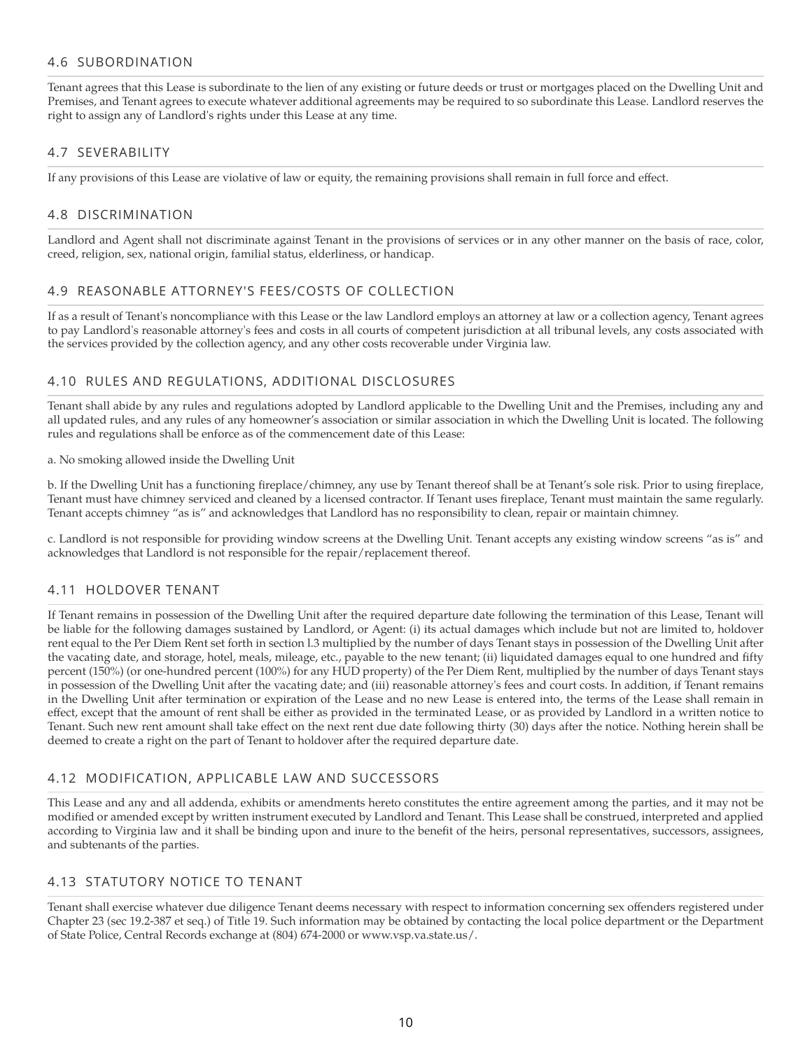## 4.6 SUBORDINATION

Tenant agrees that this Lease is subordinate to the lien of any existing or future deeds or trust or mortgages placed on the Dwelling Unit and Premises, and Tenant agrees to execute whatever additional agreements may be required to so subordinate this Lease. Landlord reserves the right to assign any of Landlord's rights under this Lease at any time.

## 4.7 SEVERABILITY

If any provisions of this Lease are violative of law or equity, the remaining provisions shall remain in full force and effect.

## 4.8 DISCRIMINATION

Landlord and Agent shall not discriminate against Tenant in the provisions of services or in any other manner on the basis of race, color, creed, religion, sex, national origin, familial status, elderliness, or handicap.

## 4.9 REASONABLE ATTORNEY'S FEES/COSTS OF COLLECTION

If as a result of Tenant's noncompliance with this Lease or the law Landlord employs an attorney at law or a collection agency, Tenant agrees to pay Landlord's reasonable attorney's fees and costs in all courts of competent jurisdiction at all tribunal levels, any costs associated with the services provided by the collection agency, and any other costs recoverable under Virginia law.

## 4.10 RULES AND REGULATIONS, ADDITIONAL DISCLOSURES

Tenant shall abide by any rules and regulations adopted by Landlord applicable to the Dwelling Unit and the Premises, including any and all updated rules, and any rules of any homeowner's association or similar association in which the Dwelling Unit is located. The following rules and regulations shall be enforce as of the commencement date of this Lease:

a. No smoking allowed inside the Dwelling Unit

b. If the Dwelling Unit has a functioning fireplace/chimney, any use by Tenant thereof shall be at Tenant's sole risk. Prior to using fireplace, Tenant must have chimney serviced and cleaned by a licensed contractor. If Tenant uses fireplace, Tenant must maintain the same regularly. Tenant accepts chimney "as is" and acknowledges that Landlord has no responsibility to clean, repair or maintain chimney.

c. Landlord is not responsible for providing window screens at the Dwelling Unit. Tenant accepts any existing window screens "as is" and acknowledges that Landlord is not responsible for the repair/replacement thereof.

## 4.11 HOLDOVER TENANT

If Tenant remains in possession of the Dwelling Unit after the required departure date following the termination of this Lease, Tenant will be liable for the following damages sustained by Landlord, or Agent: (i) its actual damages which include but not are limited to, holdover rent equal to the Per Diem Rent set forth in section l.3 multiplied by the number of days Tenant stays in possession of the Dwelling Unit after the vacating date, and storage, hotel, meals, mileage, etc., payable to the new tenant; (ii) liquidated damages equal to one hundred and fifty percent (150%) (or one-hundred percent (100%) for any HUD property) of the Per Diem Rent, multiplied by the number of days Tenant stays in possession of the Dwelling Unit after the vacating date; and (iii) reasonable attorney's fees and court costs. In addition, if Tenant remains in the Dwelling Unit after termination or expiration of the Lease and no new Lease is entered into, the terms of the Lease shall remain in effect, except that the amount of rent shall be either as provided in the terminated Lease, or as provided by Landlord in a written notice to Tenant. Such new rent amount shall take effect on the next rent due date following thirty (30) days after the notice. Nothing herein shall be deemed to create a right on the part of Tenant to holdover after the required departure date.

## 4.12 MODIFICATION, APPLICABLE LAW AND SUCCESSORS

This Lease and any and all addenda, exhibits or amendments hereto constitutes the entire agreement among the parties, and it may not be modified or amended except by written instrument executed by Landlord and Tenant. This Lease shall be construed, interpreted and applied according to Virginia law and it shall be binding upon and inure to the benefit of the heirs, personal representatives, successors, assignees, and subtenants of the parties.

## 4.13 STATUTORY NOTICE TO TENANT

Tenant shall exercise whatever due diligence Tenant deems necessary with respect to information concerning sex offenders registered under Chapter 23 (sec 19.2-387 et seq.) of Title 19. Such information may be obtained by contacting the local police department or the Department of State Police, Central Records exchange at (804) 674-2000 or www.vsp.va.state.us/.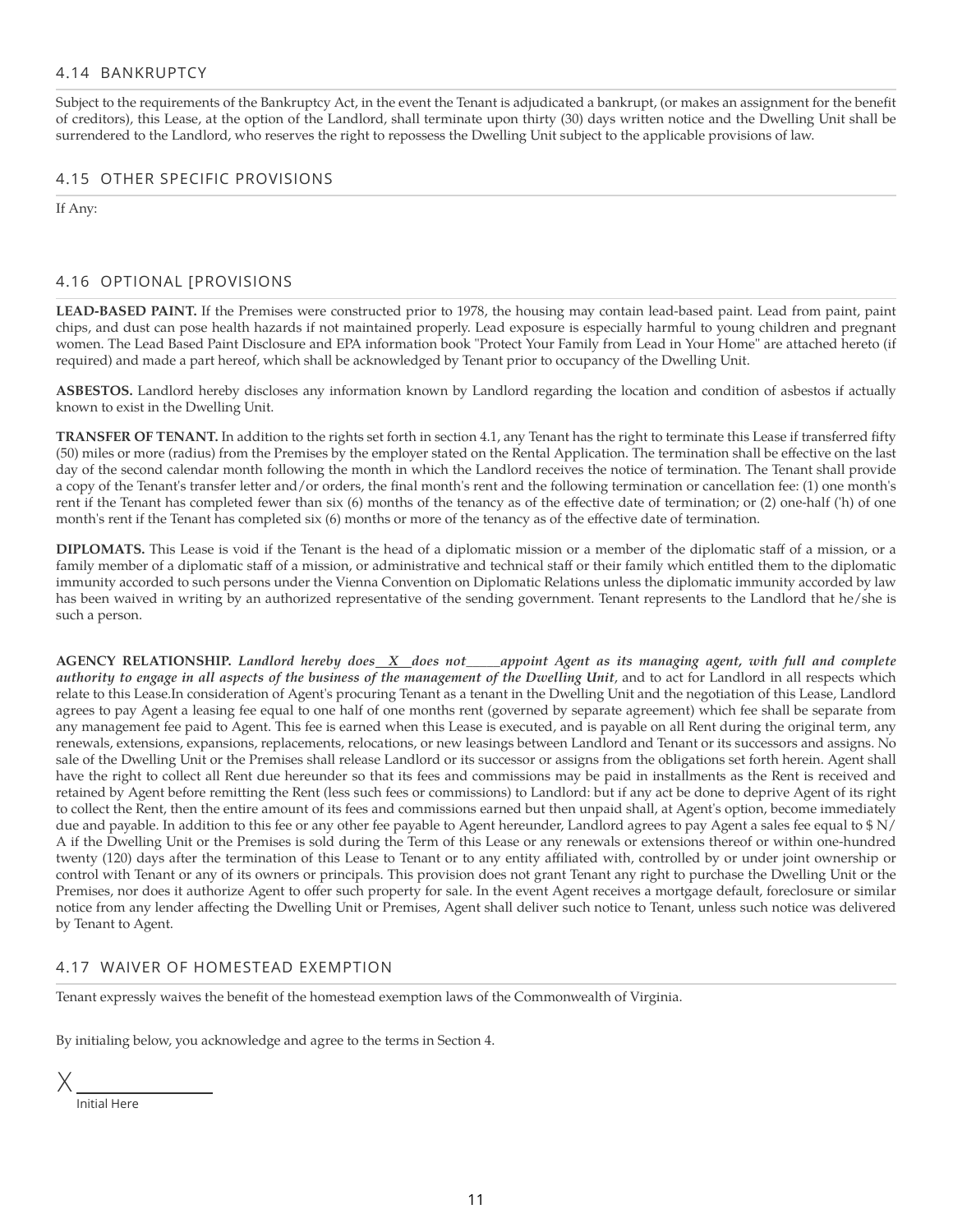## 4.14 BANKRUPTCY

Subject to the requirements of the Bankruptcy Act, in the event the Tenant is adjudicated a bankrupt, (or makes an assignment for the benefit of creditors), this Lease, at the option of the Landlord, shall terminate upon thirty (30) days written notice and the Dwelling Unit shall be surrendered to the Landlord, who reserves the right to repossess the Dwelling Unit subject to the applicable provisions of law.

## 4.15 OTHER SPECIFIC PROVISIONS

If Any:

## 4.16 OPTIONAL [PROVISIONS

**LEAD-BASED PAINT.** If the Premises were constructed prior to 1978, the housing may contain lead-based paint. Lead from paint, paint chips, and dust can pose health hazards if not maintained properly. Lead exposure is especially harmful to young children and pregnant women. The Lead Based Paint Disclosure and EPA information book "Protect Your Family from Lead in Your Home" are attached hereto (if required) and made a part hereof, which shall be acknowledged by Tenant prior to occupancy of the Dwelling Unit.

**ASBESTOS.** Landlord hereby discloses any information known by Landlord regarding the location and condition of asbestos if actually known to exist in the Dwelling Unit.

**TRANSFER OF TENANT.** In addition to the rights set forth in section 4.1, any Tenant has the right to terminate this Lease if transferred fifty (50) miles or more (radius) from the Premises by the employer stated on the Rental Application. The termination shall be effective on the last day of the second calendar month following the month in which the Landlord receives the notice of termination. The Tenant shall provide a copy of the Tenant's transfer letter and/or orders, the final month's rent and the following termination or cancellation fee: (1) one month's rent if the Tenant has completed fewer than six (6) months of the tenancy as of the effective date of termination; or (2) one-half ('h) of one month's rent if the Tenant has completed six (6) months or more of the tenancy as of the effective date of termination.

**DIPLOMATS.** This Lease is void if the Tenant is the head of a diplomatic mission or a member of the diplomatic staff of a mission, or a family member of a diplomatic staff of a mission, or administrative and technical staff or their family which entitled them to the diplomatic immunity accorded to such persons under the Vienna Convention on Diplomatic Relations unless the diplomatic immunity accorded by law has been waived in writing by an authorized representative of the sending government. Tenant represents to the Landlord that he/she is such a person.

**AGENCY RELATIONSHIP.** ***Landlord hereby does__X__does not_____appoint Agent as its managing agent, with full and complete authority to engage in all aspects of the business of the management of the Dwelling Unit***, and to act for Landlord in all respects which relate to this Lease.In consideration of Agent's procuring Tenant as a tenant in the Dwelling Unit and the negotiation of this Lease, Landlord agrees to pay Agent a leasing fee equal to one half of one months rent (governed by separate agreement) which fee shall be separate from any management fee paid to Agent. This fee is earned when this Lease is executed, and is payable on all Rent during the original term, any renewals, extensions, expansions, replacements, relocations, or new leasings between Landlord and Tenant or its successors and assigns. No sale of the Dwelling Unit or the Premises shall release Landlord or its successor or assigns from the obligations set forth herein. Agent shall have the right to collect all Rent due hereunder so that its fees and commissions may be paid in installments as the Rent is received and retained by Agent before remitting the Rent (less such fees or commissions) to Landlord: but if any act be done to deprive Agent of its right to collect the Rent, then the entire amount of its fees and commissions earned but then unpaid shall, at Agent's option, become immediately due and payable. In addition to this fee or any other fee payable to Agent hereunder, Landlord agrees to pay Agent a sales fee equal to $ N/A if the Dwelling Unit or the Premises is sold during the Term of this Lease or any renewals or extensions thereof or within one-hundred twenty (120) days after the termination of this Lease to Tenant or to any entity affiliated with, controlled by or under joint ownership or control with Tenant or any of its owners or principals. This provision does not grant Tenant any right to purchase the Dwelling Unit or the Premises, nor does it authorize Agent to offer such property for sale. In the event Agent receives a mortgage default, foreclosure or similar notice from any lender affecting the Dwelling Unit or Premises, Agent shall deliver such notice to Tenant, unless such notice was delivered by Tenant to Agent.

## 4.17 WAIVER OF HOMESTEAD EXEMPTION

Tenant expressly waives the benefit of the homestead exemption laws of the Commonwealth of Virginia.

By initialing below, you acknowledge and agree to the terms in Section 4.

X ________________
Initial Here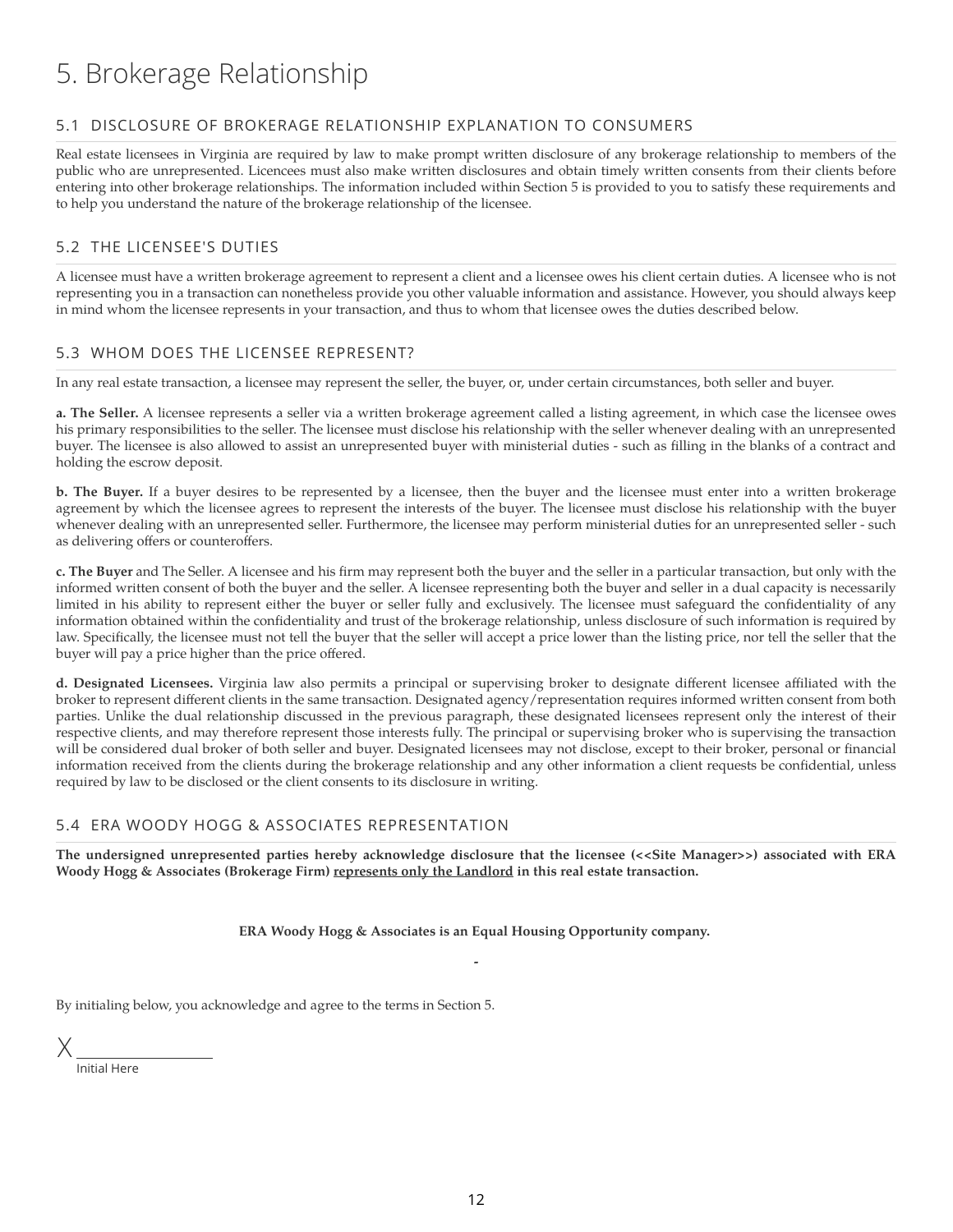# 5. Brokerage Relationship

## 5.1 DISCLOSURE OF BROKERAGE RELATIONSHIP EXPLANATION TO CONSUMERS

Real estate licensees in Virginia are required by law to make prompt written disclosure of any brokerage relationship to members of the public who are unrepresented. Licencees must also make written disclosures and obtain timely written consents from their clients before entering into other brokerage relationships. The information included within Section 5 is provided to you to satisfy these requirements and to help you understand the nature of the brokerage relationship of the licensee.

## 5.2 THE LICENSEE'S DUTIES

A licensee must have a written brokerage agreement to represent a client and a licensee owes his client certain duties. A licensee who is not representing you in a transaction can nonetheless provide you other valuable information and assistance. However, you should always keep in mind whom the licensee represents in your transaction, and thus to whom that licensee owes the duties described below.

## 5.3 WHOM DOES THE LICENSEE REPRESENT?

In any real estate transaction, a licensee may represent the seller, the buyer, or, under certain circumstances, both seller and buyer.

**a. The Seller.** A licensee represents a seller via a written brokerage agreement called a listing agreement, in which case the licensee owes his primary responsibilities to the seller. The licensee must disclose his relationship with the seller whenever dealing with an unrepresented buyer. The licensee is also allowed to assist an unrepresented buyer with ministerial duties - such as filling in the blanks of a contract and holding the escrow deposit.

**b. The Buyer.** If a buyer desires to be represented by a licensee, then the buyer and the licensee must enter into a written brokerage agreement by which the licensee agrees to represent the interests of the buyer. The licensee must disclose his relationship with the buyer whenever dealing with an unrepresented seller. Furthermore, the licensee may perform ministerial duties for an unrepresented seller - such as delivering offers or counteroffers.

**c. The Buyer** and The Seller. A licensee and his firm may represent both the buyer and the seller in a particular transaction, but only with the informed written consent of both the buyer and the seller. A licensee representing both the buyer and seller in a dual capacity is necessarily limited in his ability to represent either the buyer or seller fully and exclusively. The licensee must safeguard the confidentiality of any information obtained within the confidentiality and trust of the brokerage relationship, unless disclosure of such information is required by law. Specifically, the licensee must not tell the buyer that the seller will accept a price lower than the listing price, nor tell the seller that the buyer will pay a price higher than the price offered.

**d. Designated Licensees.** Virginia law also permits a principal or supervising broker to designate different licensee affiliated with the broker to represent different clients in the same transaction. Designated agency/representation requires informed written consent from both parties. Unlike the dual relationship discussed in the previous paragraph, these designated licensees represent only the interest of their respective clients, and may therefore represent those interests fully. The principal or supervising broker who is supervising the transaction will be considered dual broker of both seller and buyer. Designated licensees may not disclose, except to their broker, personal or financial information received from the clients during the brokerage relationship and any other information a client requests be confidential, unless required by law to be disclosed or the client consents to its disclosure in writing.

## 5.4 ERA WOODY HOGG & ASSOCIATES REPRESENTATION

**The undersigned unrepresented parties hereby acknowledge disclosure that the licensee (<<Site Manager>>) associated with ERA Woody Hogg & Associates (Brokerage Firm) <u>represents only the Landlord</u> in this real estate transaction.**

**ERA Woody Hogg & Associates is an Equal Housing Opportunity company.**

-

By initialing below, you acknowledge and agree to the terms in Section 5.

X ____________________
Initial Here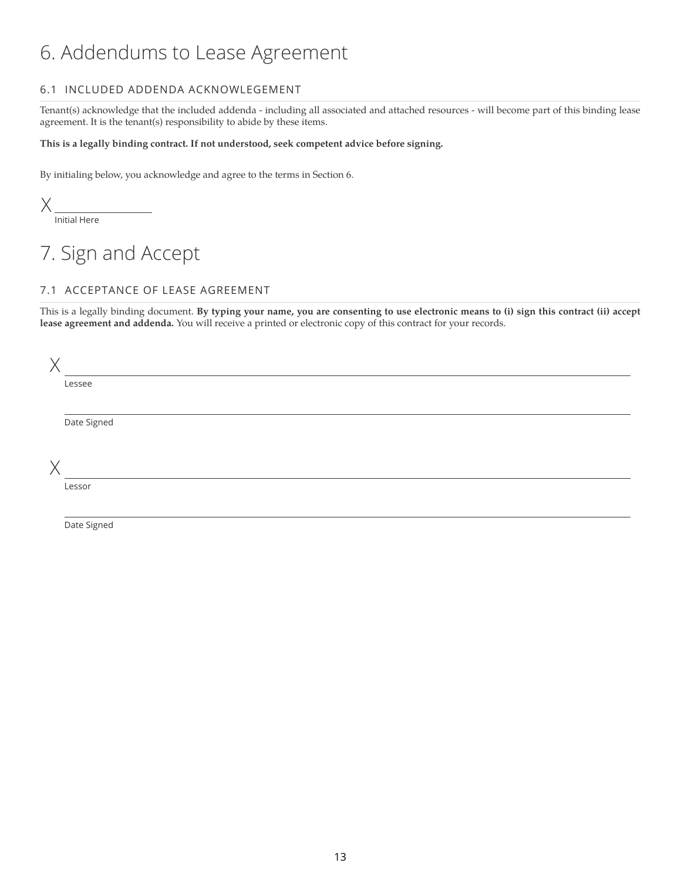# 6. Addendums to Lease Agreement

### 6.1 INCLUDED ADDENDA ACKNOWLEGEMENT

Tenant(s) acknowledge that the included addenda - including all associated and attached resources - will become part of this binding lease agreement. It is the tenant(s) responsibility to abide by these items.

**This is a legally binding contract. If not understood, seek competent advice before signing.**

By initialing below, you acknowledge and agree to the terms in Section 6.

X ______________
Initial Here

# 7. Sign and Accept

### 7.1 ACCEPTANCE OF LEASE AGREEMENT

This is a legally binding document. **By typing your name, you are consenting to use electronic means to (i) sign this contract (ii) accept lease agreement and addenda.** You will receive a printed or electronic copy of this contract for your records.

X ______________________________________________
Lessee

______________________________________________
Date Signed

X ______________________________________________
Lessor

______________________________________________
Date Signed